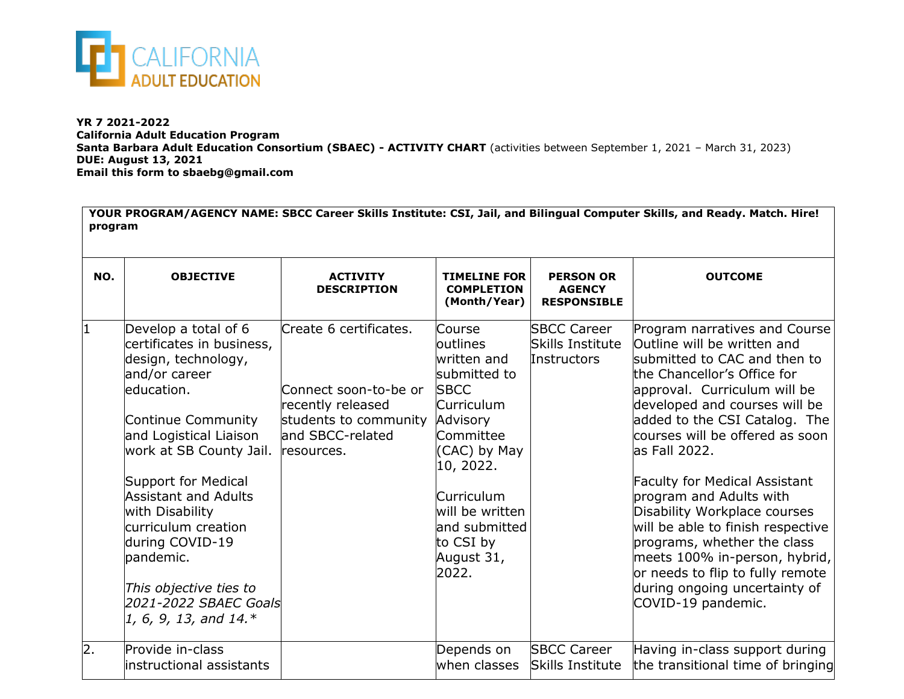CALIFORNIA ADULT EDUCATION

**YR 7 2021-2022**
**California Adult Education Program**
**Santa Barbara Adult Education Consortium (SBAEC) - ACTIVITY CHART** (activities between September 1, 2021 – March 31, 2023)
**DUE: August 13, 2021**
**Email this form to sbaebg@gmail.com**

**YOUR PROGRAM/AGENCY NAME: SBCC Career Skills Institute: CSI, Jail, and Bilingual Computer Skills, and Ready. Match. Hire! program**

| NO. | OBJECTIVE | ACTIVITY DESCRIPTION | TIMELINE FOR COMPLETION (Month/Year) | PERSON OR AGENCY RESPONSIBLE | OUTCOME |
|---|---|---|---|---|---|
| 1 | Develop a total of 6 certificates in business, design, technology, and/or career education.<br><br>Continue Community and Logistical Liaison work at SB County Jail.<br><br>Support for Medical Assistant and Adults with Disability curriculum creation during COVID-19 pandemic.<br><br>*This objective ties to 2021-2022 SBAEC Goals 1, 6, 9, 13, and 14.** | Create 6 certificates.<br><br>Connect soon-to-be or recently released students to community and SBCC-related resources. | Course outlines written and submitted to SBCC Curriculum Advisory Committee (CAC) by May 10, 2022.<br><br>Curriculum will be written and submitted to CSI by August 31, 2022. | SBCC Career Skills Institute Instructors | Program narratives and Course Outline will be written and submitted to CAC and then to the Chancellor's Office for approval. Curriculum will be developed and courses will be added to the CSI Catalog. The courses will be offered as soon as Fall 2022.<br><br>Faculty for Medical Assistant program and Adults with Disability Workplace courses will be able to finish respective programs, whether the class meets 100% in-person, hybrid, or needs to flip to fully remote during ongoing uncertainty of COVID-19 pandemic. |
| 2. | Provide in-class instructional assistants | | Depends on when classes | SBCC Career Skills Institute | Having in-class support during the transitional time of bringing |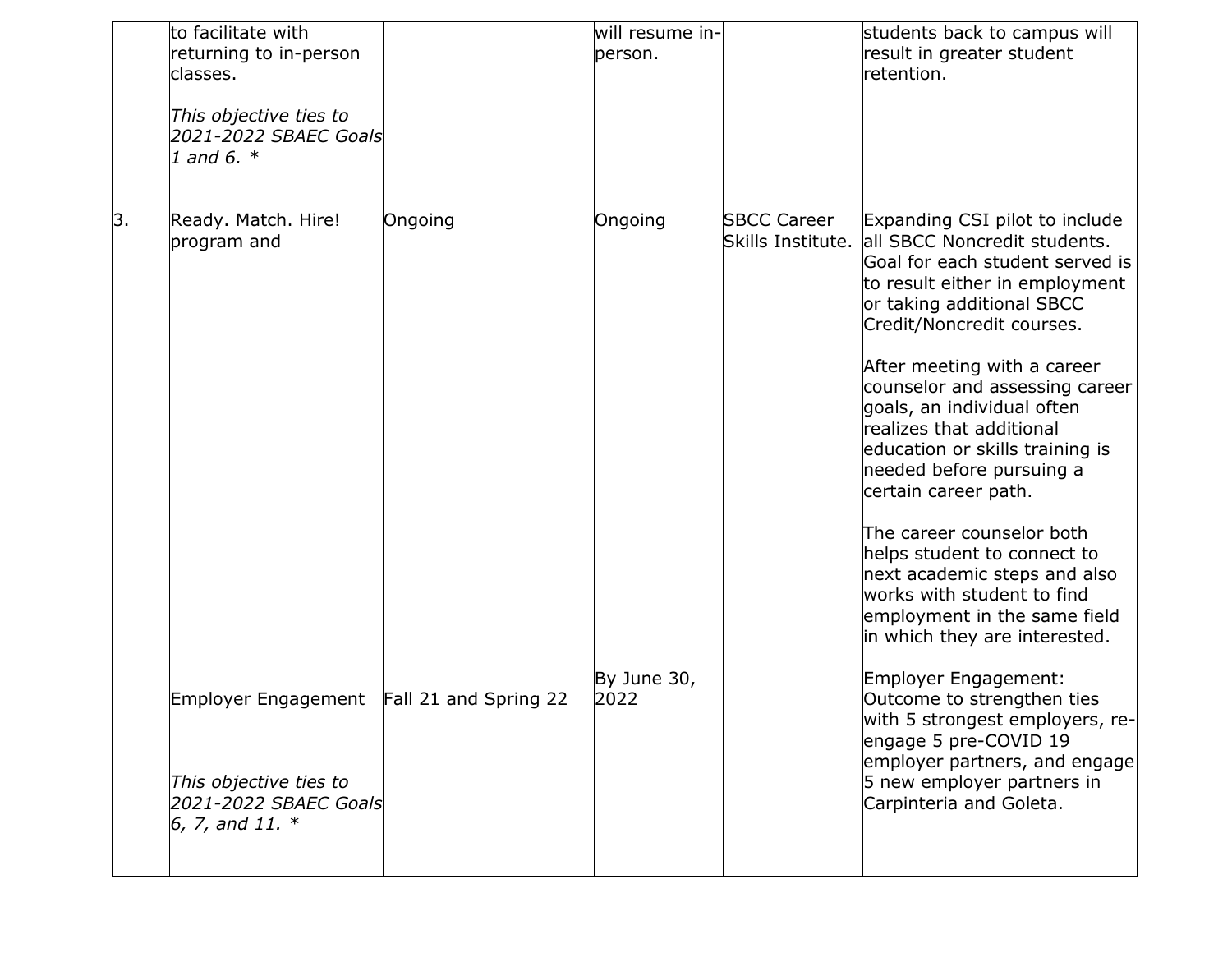|  |  |  |  |  |  |
|---|---|---|---|---|---|
|  | to facilitate with returning to in-person classes.<br><br>*This objective ties to 2021-2022 SBAEC Goals 1 and 6. ** |  | will resume in-person. |  | students back to campus will result in greater student retention. |
| 3. | Ready. Match. Hire! program and | Ongoing | Ongoing | SBCC Career Skills Institute. | Expanding CSI pilot to include all SBCC Noncredit students. Goal for each student served is to result either in employment or taking additional SBCC Credit/Noncredit courses.<br><br>After meeting with a career counselor and assessing career goals, an individual often realizes that additional education or skills training is needed before pursuing a certain career path.<br><br>The career counselor both helps student to connect to next academic steps and also works with student to find employment in the same field in which they are interested. |
|  | Employer Engagement<br><br>*This objective ties to 2021-2022 SBAEC Goals 6, 7, and 11. ** | Fall 21 and Spring 22 | By June 30, 2022 |  | Employer Engagement: Outcome to strengthen ties with 5 strongest employers, re-engage 5 pre-COVID 19 employer partners, and engage 5 new employer partners in Carpinteria and Goleta. |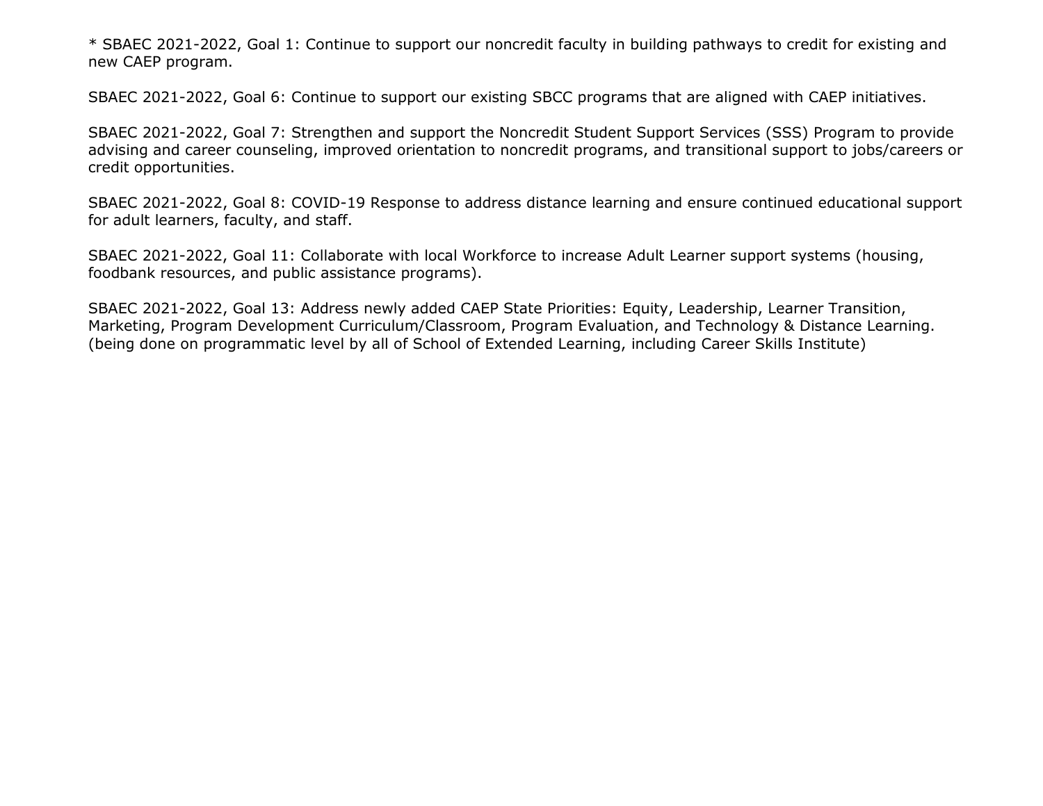* SBAEC 2021-2022, Goal 1: Continue to support our noncredit faculty in building pathways to credit for existing and new CAEP program.

SBAEC 2021-2022, Goal 6: Continue to support our existing SBCC programs that are aligned with CAEP initiatives.

SBAEC 2021-2022, Goal 7: Strengthen and support the Noncredit Student Support Services (SSS) Program to provide advising and career counseling, improved orientation to noncredit programs, and transitional support to jobs/careers or credit opportunities.

SBAEC 2021-2022, Goal 8: COVID-19 Response to address distance learning and ensure continued educational support for adult learners, faculty, and staff.

SBAEC 2021-2022, Goal 11: Collaborate with local Workforce to increase Adult Learner support systems (housing, foodbank resources, and public assistance programs).

SBAEC 2021-2022, Goal 13: Address newly added CAEP State Priorities: Equity, Leadership, Learner Transition, Marketing, Program Development Curriculum/Classroom, Program Evaluation, and Technology & Distance Learning. (being done on programmatic level by all of School of Extended Learning, including Career Skills Institute)